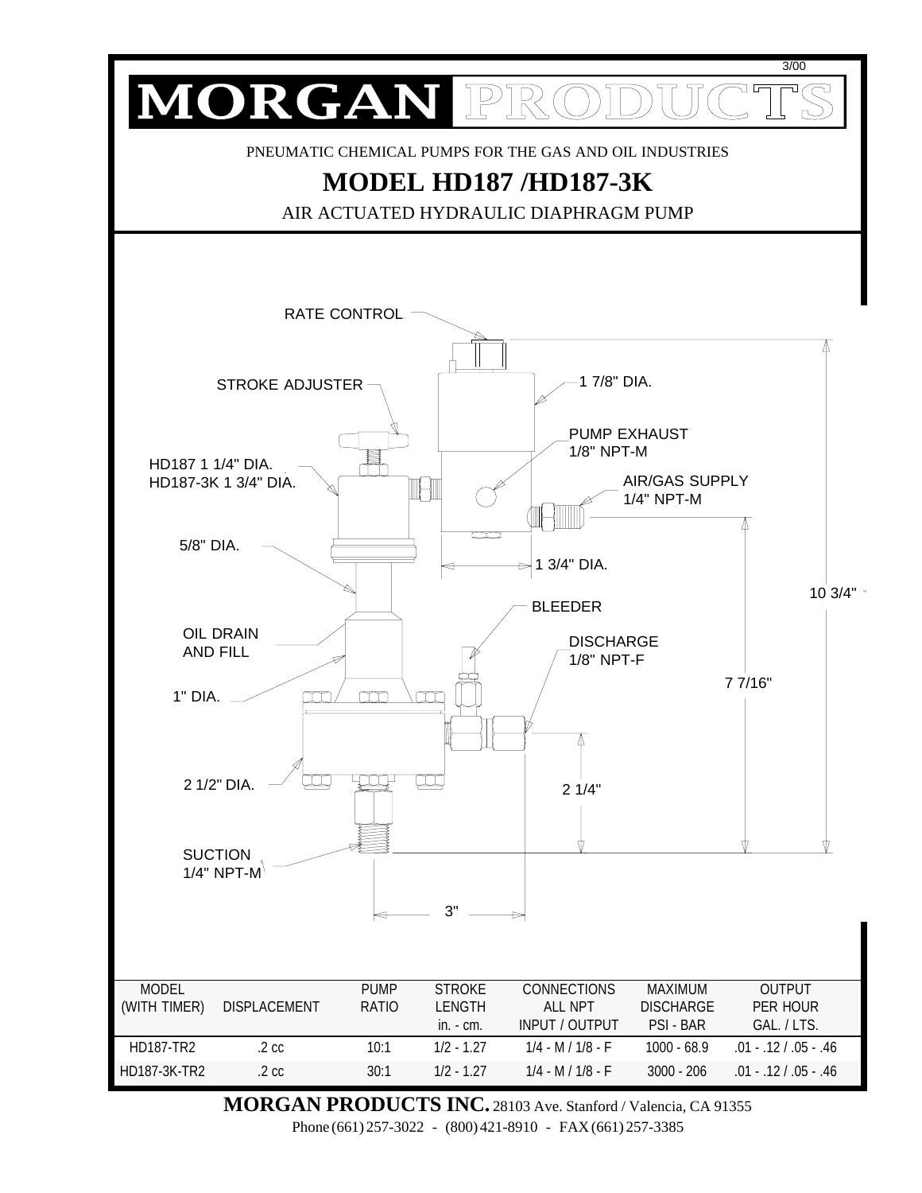3/00

# MORGAN PRODUCTS

PNEUMATIC CHEMICAL PUMPS FOR THE GAS AND OIL INDUSTRIES

## MODEL HD187 /HD187-3K

AIR ACTUATED HYDRAULIC DIAPHRAGM PUMP

RATE CONTROL

STROKE ADJUSTER

1 7/8" DIA.

PUMP EXHAUST
1/8" NPT-M

HD187 1 1/4" DIA.
HD187-3K 1 3/4" DIA.

AIR/GAS SUPPLY
1/4" NPT-M

5/8" DIA.

1 3/4" DIA.

10 3/4"

BLEEDER

OIL DRAIN
AND FILL

DISCHARGE
1/8" NPT-F

7 7/16"

1" DIA.

2 1/2" DIA.

2 1/4"

SUCTION
1/4" NPT-M

3"

| MODEL (WITH TIMER) | DISPLACEMENT | PUMP RATIO | STROKE LENGTH in. - cm. | CONNECTIONS ALL NPT INPUT / OUTPUT | MAXIMUM DISCHARGE PSI - BAR | OUTPUT PER HOUR GAL. / LTS. |
|---|---|---|---|---|---|---|
| HD187-TR2 | .2 cc | 10:1 | 1/2 - 1.27 | 1/4 - M / 1/8 - F | 1000 - 68.9 | .01 - .12 / .05 - .46 |
| HD187-3K-TR2 | .2 cc | 30:1 | 1/2 - 1.27 | 1/4 - M / 1/8 - F | 3000 - 206 | .01 - .12 / .05 - .46 |

**MORGAN PRODUCTS INC.** 28103 Ave. Stanford / Valencia, CA 91355
Phone (661) 257-3022 - (800) 421-8910 - FAX (661) 257-3385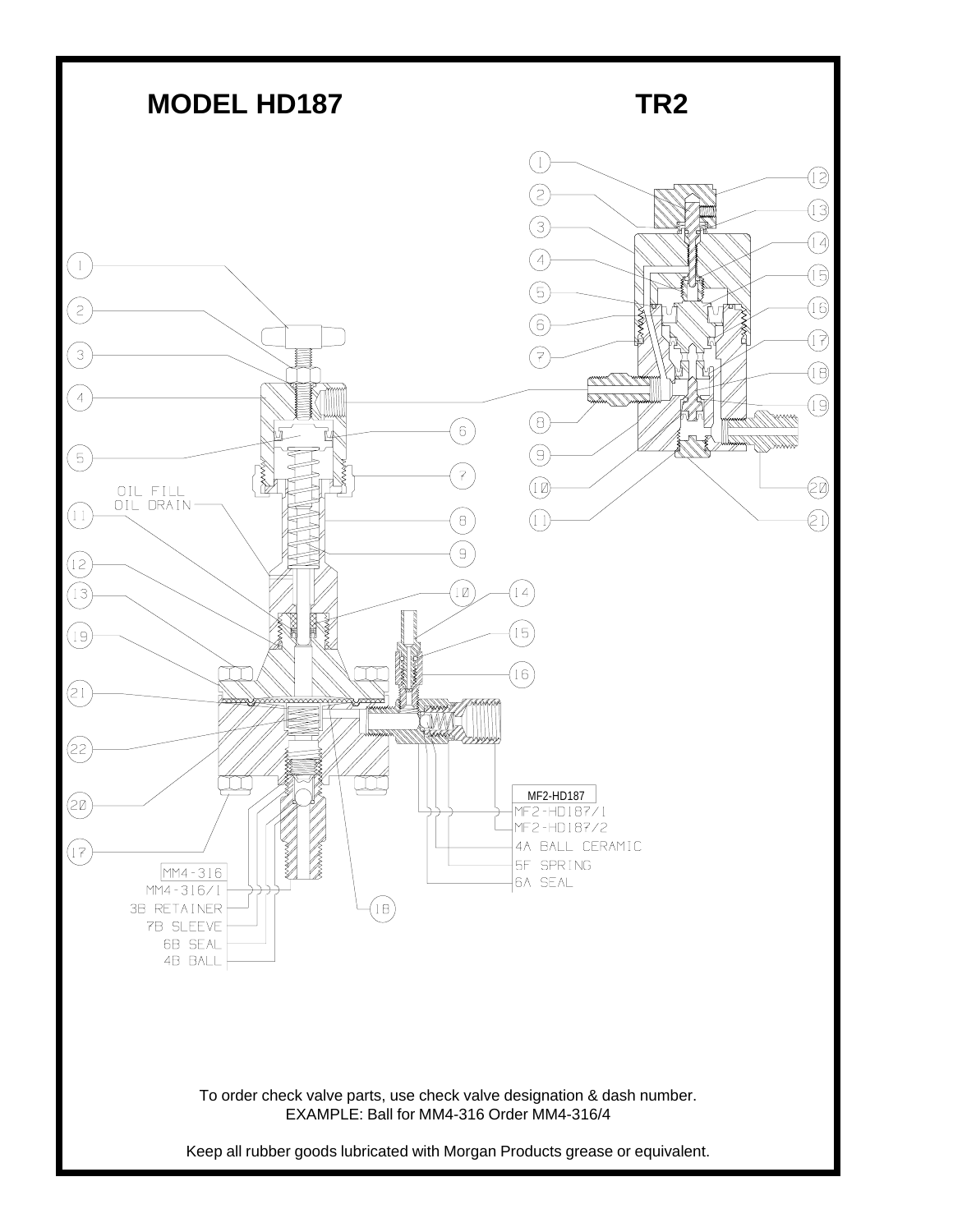# MODEL HD187

# TR2

OIL FILL
OIL DRAIN

MF2-HD187
MF2-HD187/1
MF2-HD187/2
4A BALL CERAMIC
5F SPRING
6A SEAL

MM4-316
MM4-316/1
3B RETAINER
7B SLEEVE
6B SEAL
4B BALL

To order check valve parts, use check valve designation & dash number.
EXAMPLE: Ball for MM4-316 Order MM4-316/4

Keep all rubber goods lubricated with Morgan Products grease or equivalent.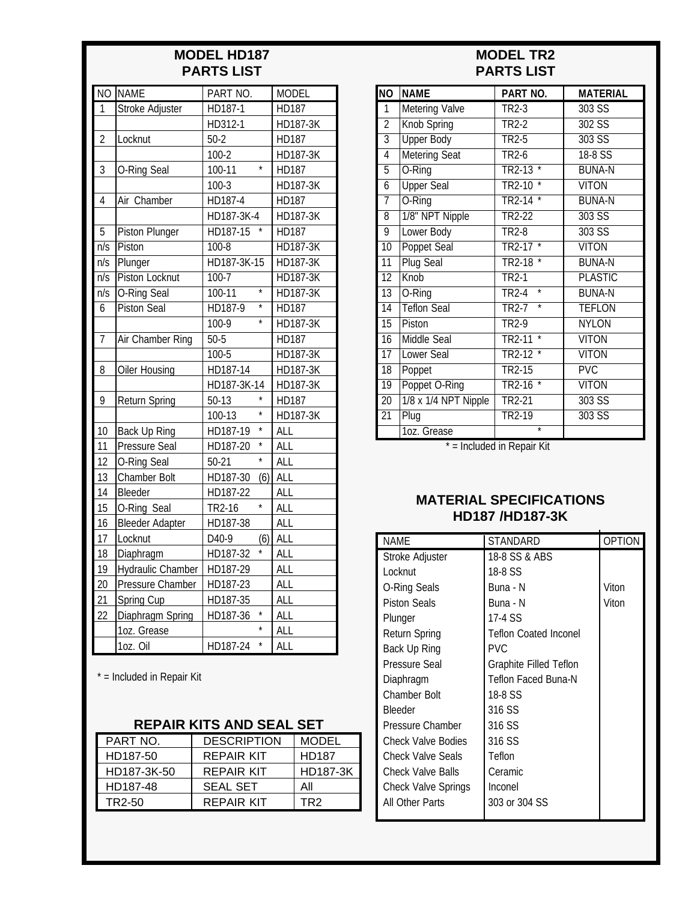## MODEL HD187 PARTS LIST

| NO | NAME | PART NO. | MODEL |
|---|---|---|---|
| 1 | Stroke Adjuster | HD187-1 | HD187 |
| | | HD312-1 | HD187-3K |
| 2 | Locknut | 50-2 | HD187 |
| | | 100-2 | HD187-3K |
| 3 | O-Ring Seal | 100-11 * | HD187 |
| | | 100-3 | HD187-3K |
| 4 | Air Chamber | HD187-4 | HD187 |
| | | HD187-3K-4 | HD187-3K |
| 5 | Piston Plunger | HD187-15 * | HD187 |
| n/s | Piston | 100-8 | HD187-3K |
| n/s | Plunger | HD187-3K-15 | HD187-3K |
| n/s | Piston Locknut | 100-7 | HD187-3K |
| n/s | O-Ring Seal | 100-11 * | HD187-3K |
| 6 | Piston Seal | HD187-9 * | HD187 |
| | | 100-9 * | HD187-3K |
| 7 | Air Chamber Ring | 50-5 | HD187 |
| | | 100-5 | HD187-3K |
| 8 | Oiler Housing | HD187-14 | HD187-3K |
| | | HD187-3K-14 | HD187-3K |
| 9 | Return Spring | 50-13 * | HD187 |
| | | 100-13 * | HD187-3K |
| 10 | Back Up Ring | HD187-19 * | ALL |
| 11 | Pressure Seal | HD187-20 * | ALL |
| 12 | O-Ring Seal | 50-21 * | ALL |
| 13 | Chamber Bolt | HD187-30 (6) | ALL |
| 14 | Bleeder | HD187-22 | ALL |
| 15 | O-Ring Seal | TR2-16 * | ALL |
| 16 | Bleeder Adapter | HD187-38 | ALL |
| 17 | Locknut | D40-9 (6) | ALL |
| 18 | Diaphragm | HD187-32 * | ALL |
| 19 | Hydraulic Chamber | HD187-29 | ALL |
| 20 | Pressure Chamber | HD187-23 | ALL |
| 21 | Spring Cup | HD187-35 | ALL |
| 22 | Diaphragm Spring | HD187-36 * | ALL |
| | 1oz. Grease | * | ALL |
| | 1oz. Oil | HD187-24 * | ALL |

\* = Included in Repair Kit

## REPAIR KITS AND SEAL SET

| PART NO. | DESCRIPTION | MODEL |
|---|---|---|
| HD187-50 | REPAIR KIT | HD187 |
| HD187-3K-50 | REPAIR KIT | HD187-3K |
| HD187-48 | SEAL SET | All |
| TR2-50 | REPAIR KIT | TR2 |

## MODEL TR2 PARTS LIST

| NO | NAME | PART NO. | MATERIAL |
|---|---|---|---|
| 1 | Metering Valve | TR2-3 | 303 SS |
| 2 | Knob Spring | TR2-2 | 302 SS |
| 3 | Upper Body | TR2-5 | 303 SS |
| 4 | Metering Seat | TR2-6 | 18-8 SS |
| 5 | O-Ring | TR2-13 * | BUNA-N |
| 6 | Upper Seal | TR2-10 * | VITON |
| 7 | O-Ring | TR2-14 * | BUNA-N |
| 8 | 1/8" NPT Nipple | TR2-22 | 303 SS |
| 9 | Lower Body | TR2-8 | 303 SS |
| 10 | Poppet Seal | TR2-17 * | VITON |
| 11 | Plug Seal | TR2-18 * | BUNA-N |
| 12 | Knob | TR2-1 | PLASTIC |
| 13 | O-Ring | TR2-4 * | BUNA-N |
| 14 | Teflon Seal | TR2-7 * | TEFLON |
| 15 | Piston | TR2-9 | NYLON |
| 16 | Middle Seal | TR2-11 * | VITON |
| 17 | Lower Seal | TR2-12 * | VITON |
| 18 | Poppet | TR2-15 | PVC |
| 19 | Poppet O-Ring | TR2-16 * | VITON |
| 20 | 1/8 x 1/4 NPT Nipple | TR2-21 | 303 SS |
| 21 | Plug | TR2-19 | 303 SS |
| | 1oz. Grease | * | |

\* = Included in Repair Kit

## MATERIAL SPECIFICATIONS HD187 /HD187-3K

| NAME | STANDARD | OPTION |
|---|---|---|
| Stroke Adjuster | 18-8 SS & ABS | |
| Locknut | 18-8 SS | |
| O-Ring Seals | Buna - N | Viton |
| Piston Seals | Buna - N | Viton |
| Plunger | 17-4 SS | |
| Return Spring | Teflon Coated Inconel | |
| Back Up Ring | PVC | |
| Pressure Seal | Graphite Filled Teflon | |
| Diaphragm | Teflon Faced Buna-N | |
| Chamber Bolt | 18-8 SS | |
| Bleeder | 316 SS | |
| Pressure Chamber | 316 SS | |
| Check Valve Bodies | 316 SS | |
| Check Valve Seals | Teflon | |
| Check Valve Balls | Ceramic | |
| Check Valve Springs | Inconel | |
| All Other Parts | 303 or 304 SS | |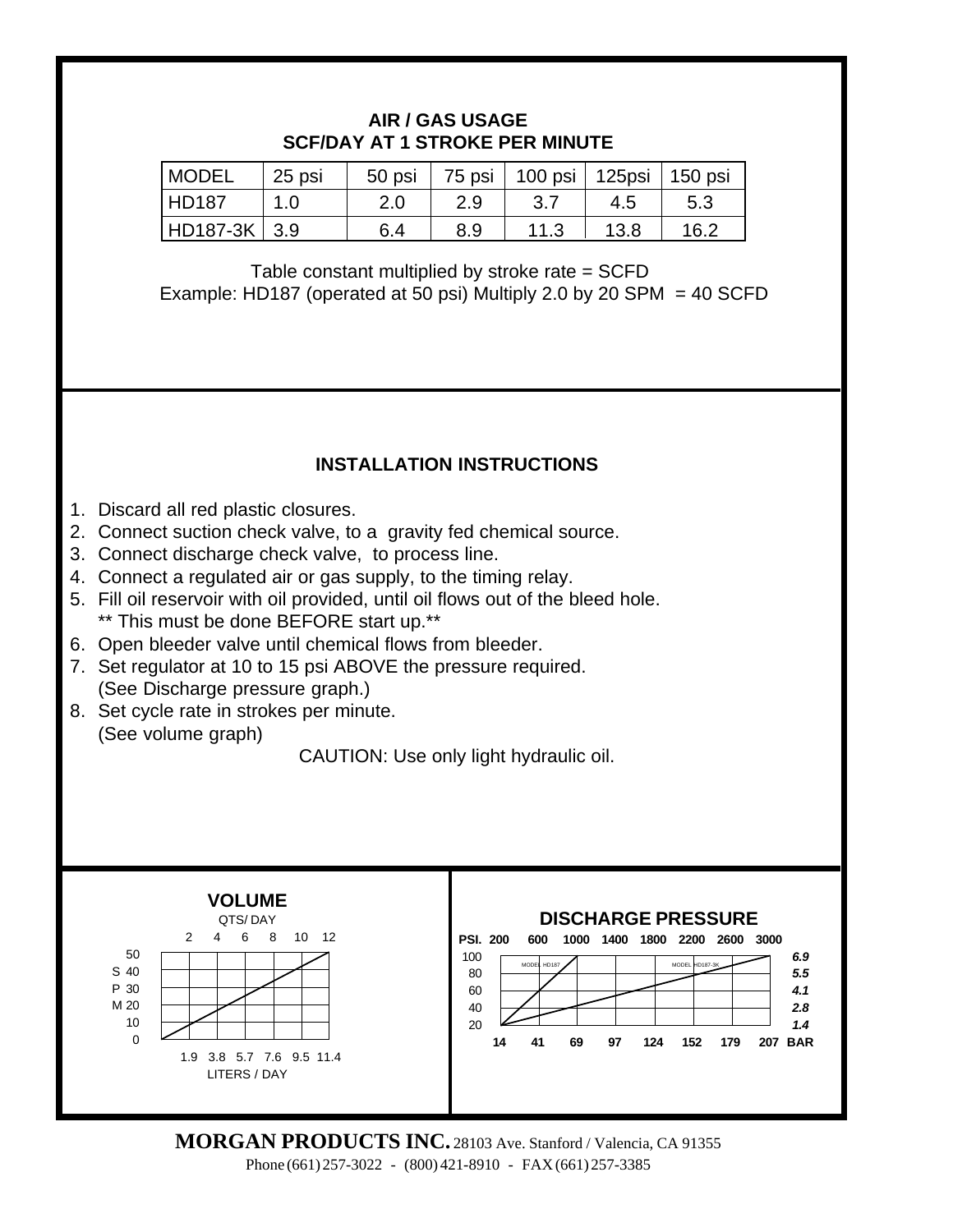## AIR / GAS USAGE
## SCF/DAY AT 1 STROKE PER MINUTE

| MODEL | 25 psi | 50 psi | 75 psi | 100 psi | 125psi | 150 psi |
|---|---|---|---|---|---|---|
| HD187 | 1.0 | 2.0 | 2.9 | 3.7 | 4.5 | 5.3 |
| HD187-3K | 3.9 | 6.4 | 8.9 | 11.3 | 13.8 | 16.2 |

Table constant multiplied by stroke rate = SCFD
Example: HD187 (operated at 50 psi) Multiply 2.0 by 20 SPM = 40 SCFD

## INSTALLATION INSTRUCTIONS

1. Discard all red plastic closures.
2. Connect suction check valve, to a gravity fed chemical source.
3. Connect discharge check valve, to process line.
4. Connect a regulated air or gas supply, to the timing relay.
5. Fill oil reservoir with oil provided, until oil flows out of the bleed hole.
   ** This must be done BEFORE start up.**
6. Open bleeder valve until chemical flows from bleeder.
7. Set regulator at 10 to 15 psi ABOVE the pressure required.
   (See Discharge pressure graph.)
8. Set cycle rate in strokes per minute.
   (See volume graph)

CAUTION: Use only light hydraulic oil.

**VOLUME**

QTS/ DAY

2 4 6 8 10 12

SPM

50 40 30 20 10 0

1.9 3.8 5.7 7.6 9.5 11.4

LITERS / DAY

**DISCHARGE PRESSURE**

**PSI. 200 600 1000 1400 1800 2200 2600 3000**

100 80 60 40 20

MODEL HD187

MODEL HD187-3K

***6.9***
***5.5***
***4.1***
***2.8***
***1.4***

**14 41 69 97 124 152 179 207 BAR**

**MORGAN PRODUCTS INC.** 28103 Ave. Stanford / Valencia, CA 91355
Phone (661) 257-3022 - (800) 421-8910 - FAX (661) 257-3385